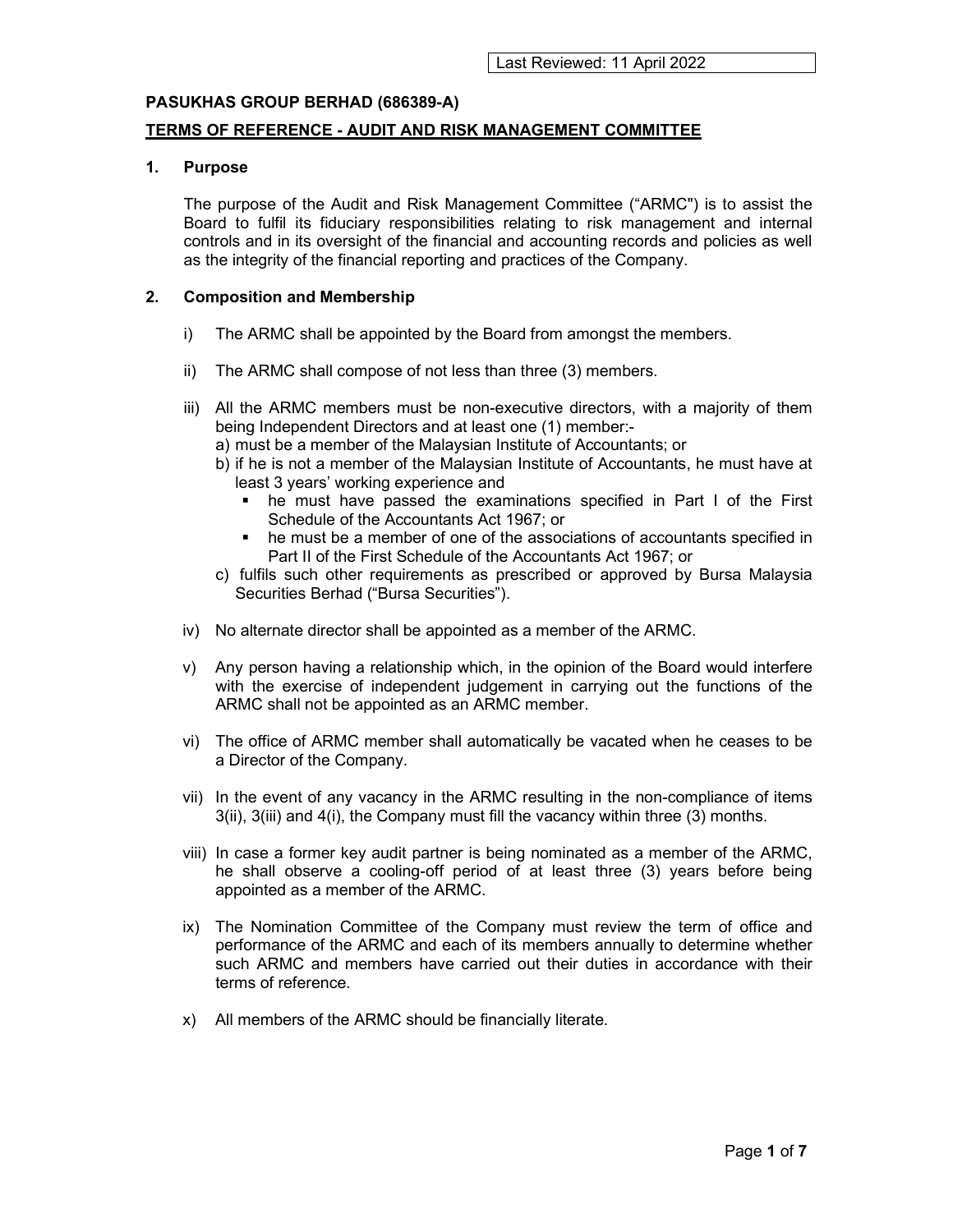Last Reviewed: 11 April 2022

**PASUKHAS GROUP BERHAD (686389-A)**

**TERMS OF REFERENCE - AUDIT AND RISK MANAGEMENT COMMITTEE**

## 1. Purpose

The purpose of the Audit and Risk Management Committee ("ARMC") is to assist the Board to fulfil its fiduciary responsibilities relating to risk management and internal controls and in its oversight of the financial and accounting records and policies as well as the integrity of the financial reporting and practices of the Company.

## 2. Composition and Membership

i) The ARMC shall be appointed by the Board from amongst the members.

ii) The ARMC shall compose of not less than three (3) members.

iii) All the ARMC members must be non-executive directors, with a majority of them being Independent Directors and at least one (1) member:-
   a) must be a member of the Malaysian Institute of Accountants; or
   b) if he is not a member of the Malaysian Institute of Accountants, he must have at least 3 years' working experience and
      - he must have passed the examinations specified in Part I of the First Schedule of the Accountants Act 1967; or
      - he must be a member of one of the associations of accountants specified in Part II of the First Schedule of the Accountants Act 1967; or
   c) fulfils such other requirements as prescribed or approved by Bursa Malaysia Securities Berhad ("Bursa Securities").

iv) No alternate director shall be appointed as a member of the ARMC.

v) Any person having a relationship which, in the opinion of the Board would interfere with the exercise of independent judgement in carrying out the functions of the ARMC shall not be appointed as an ARMC member.

vi) The office of ARMC member shall automatically be vacated when he ceases to be a Director of the Company.

vii) In the event of any vacancy in the ARMC resulting in the non-compliance of items 3(ii), 3(iii) and 4(i), the Company must fill the vacancy within three (3) months.

viii) In case a former key audit partner is being nominated as a member of the ARMC, he shall observe a cooling-off period of at least three (3) years before being appointed as a member of the ARMC.

ix) The Nomination Committee of the Company must review the term of office and performance of the ARMC and each of its members annually to determine whether such ARMC and members have carried out their duties in accordance with their terms of reference.

x) All members of the ARMC should be financially literate.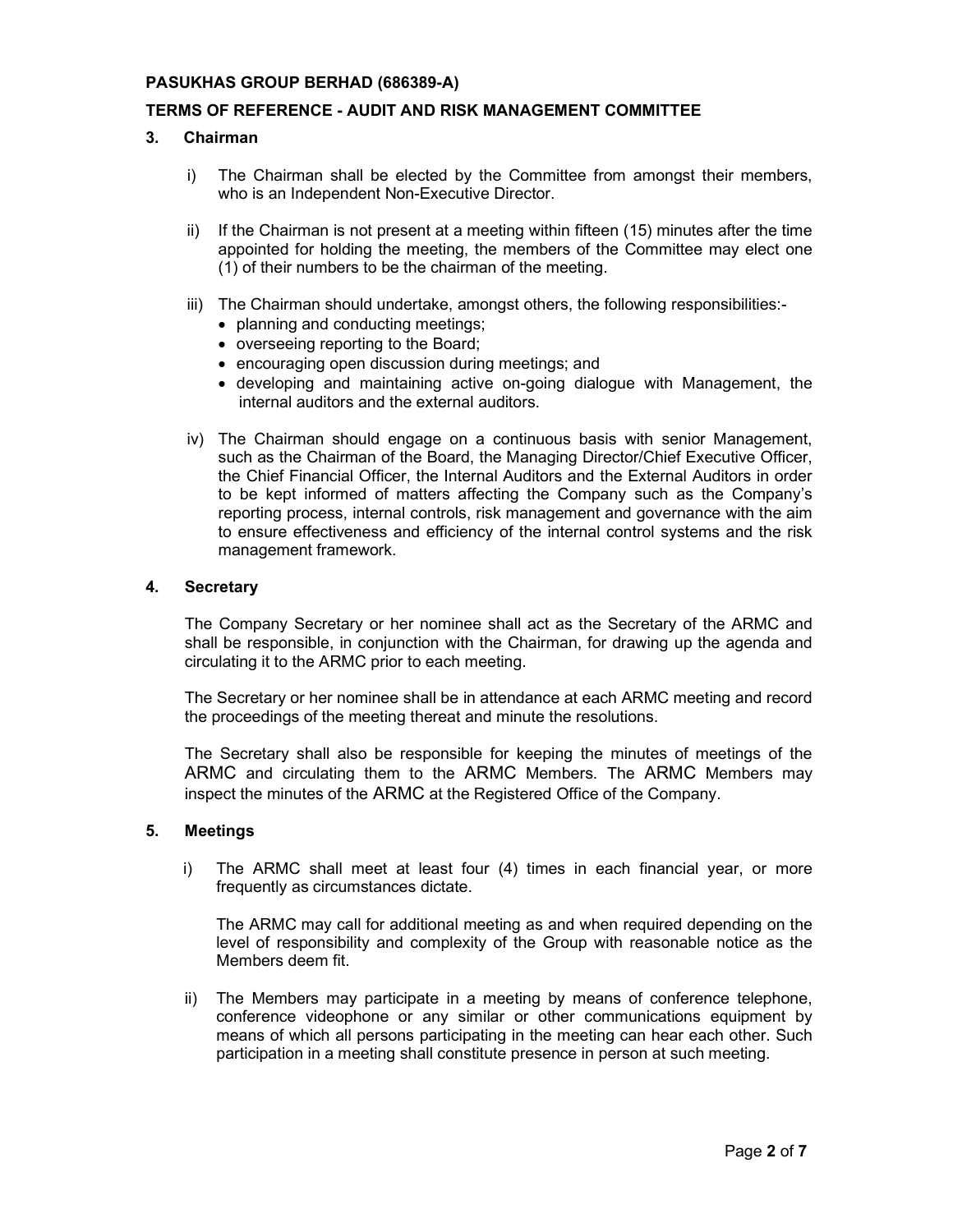## 3. Chairman

i) The Chairman shall be elected by the Committee from amongst their members, who is an Independent Non-Executive Director.

ii) If the Chairman is not present at a meeting within fifteen (15) minutes after the time appointed for holding the meeting, the members of the Committee may elect one (1) of their numbers to be the chairman of the meeting.

iii) The Chairman should undertake, amongst others, the following responsibilities:-
- planning and conducting meetings;
- overseeing reporting to the Board;
- encouraging open discussion during meetings; and
- developing and maintaining active on-going dialogue with Management, the internal auditors and the external auditors.

iv) The Chairman should engage on a continuous basis with senior Management, such as the Chairman of the Board, the Managing Director/Chief Executive Officer, the Chief Financial Officer, the Internal Auditors and the External Auditors in order to be kept informed of matters affecting the Company such as the Company's reporting process, internal controls, risk management and governance with the aim to ensure effectiveness and efficiency of the internal control systems and the risk management framework.

## 4. Secretary

The Company Secretary or her nominee shall act as the Secretary of the ARMC and shall be responsible, in conjunction with the Chairman, for drawing up the agenda and circulating it to the ARMC prior to each meeting.

The Secretary or her nominee shall be in attendance at each ARMC meeting and record the proceedings of the meeting thereat and minute the resolutions.

The Secretary shall also be responsible for keeping the minutes of meetings of the ARMC and circulating them to the ARMC Members. The ARMC Members may inspect the minutes of the ARMC at the Registered Office of the Company.

## 5. Meetings

i) The ARMC shall meet at least four (4) times in each financial year, or more frequently as circumstances dictate.

The ARMC may call for additional meeting as and when required depending on the level of responsibility and complexity of the Group with reasonable notice as the Members deem fit.

ii) The Members may participate in a meeting by means of conference telephone, conference videophone or any similar or other communications equipment by means of which all persons participating in the meeting can hear each other. Such participation in a meeting shall constitute presence in person at such meeting.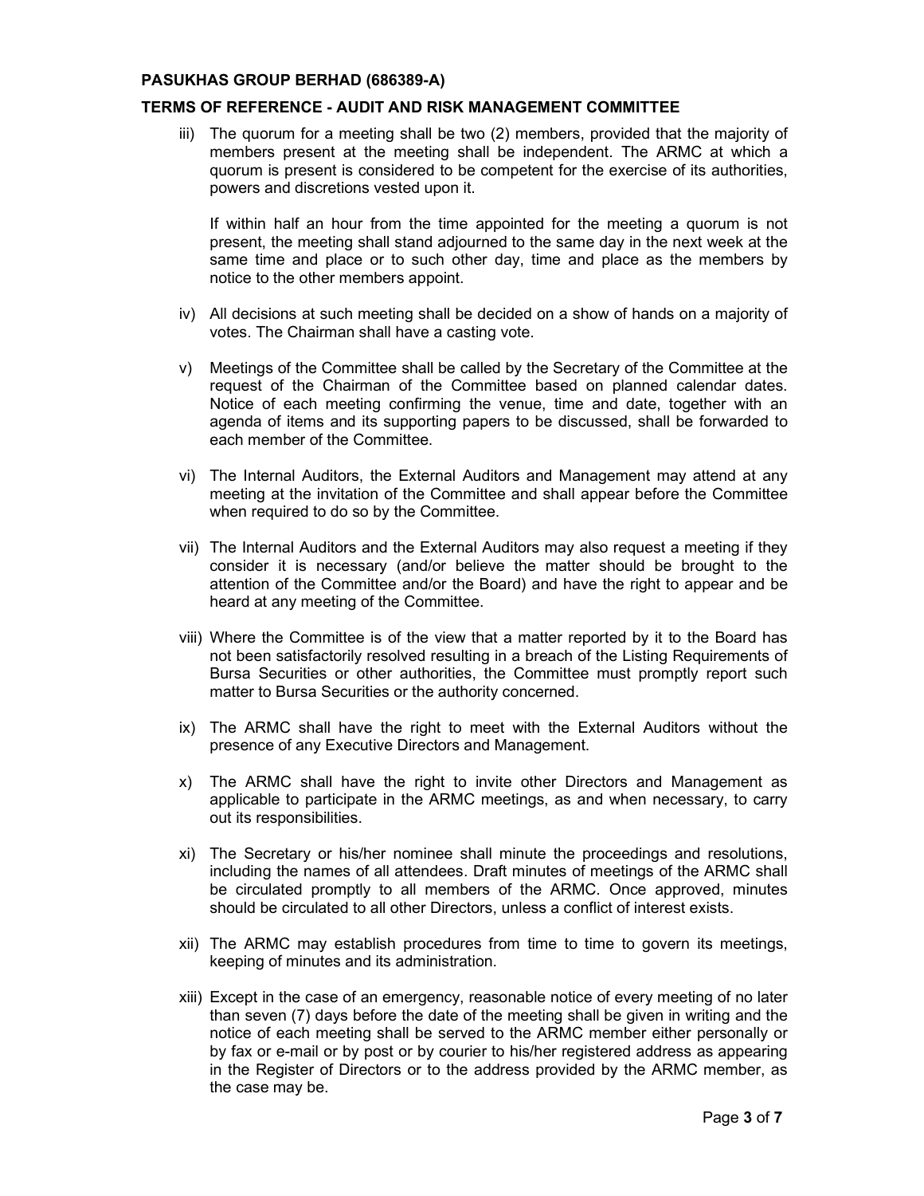iii) The quorum for a meeting shall be two (2) members, provided that the majority of members present at the meeting shall be independent. The ARMC at which a quorum is present is considered to be competent for the exercise of its authorities, powers and discretions vested upon it.

   If within half an hour from the time appointed for the meeting a quorum is not present, the meeting shall stand adjourned to the same day in the next week at the same time and place or to such other day, time and place as the members by notice to the other members appoint.

iv) All decisions at such meeting shall be decided on a show of hands on a majority of votes. The Chairman shall have a casting vote.

v) Meetings of the Committee shall be called by the Secretary of the Committee at the request of the Chairman of the Committee based on planned calendar dates. Notice of each meeting confirming the venue, time and date, together with an agenda of items and its supporting papers to be discussed, shall be forwarded to each member of the Committee.

vi) The Internal Auditors, the External Auditors and Management may attend at any meeting at the invitation of the Committee and shall appear before the Committee when required to do so by the Committee.

vii) The Internal Auditors and the External Auditors may also request a meeting if they consider it is necessary (and/or believe the matter should be brought to the attention of the Committee and/or the Board) and have the right to appear and be heard at any meeting of the Committee.

viii) Where the Committee is of the view that a matter reported by it to the Board has not been satisfactorily resolved resulting in a breach of the Listing Requirements of Bursa Securities or other authorities, the Committee must promptly report such matter to Bursa Securities or the authority concerned.

ix) The ARMC shall have the right to meet with the External Auditors without the presence of any Executive Directors and Management.

x) The ARMC shall have the right to invite other Directors and Management as applicable to participate in the ARMC meetings, as and when necessary, to carry out its responsibilities.

xi) The Secretary or his/her nominee shall minute the proceedings and resolutions, including the names of all attendees. Draft minutes of meetings of the ARMC shall be circulated promptly to all members of the ARMC. Once approved, minutes should be circulated to all other Directors, unless a conflict of interest exists.

xii) The ARMC may establish procedures from time to time to govern its meetings, keeping of minutes and its administration.

xiii) Except in the case of an emergency, reasonable notice of every meeting of no later than seven (7) days before the date of the meeting shall be given in writing and the notice of each meeting shall be served to the ARMC member either personally or by fax or e-mail or by post or by courier to his/her registered address as appearing in the Register of Directors or to the address provided by the ARMC member, as the case may be.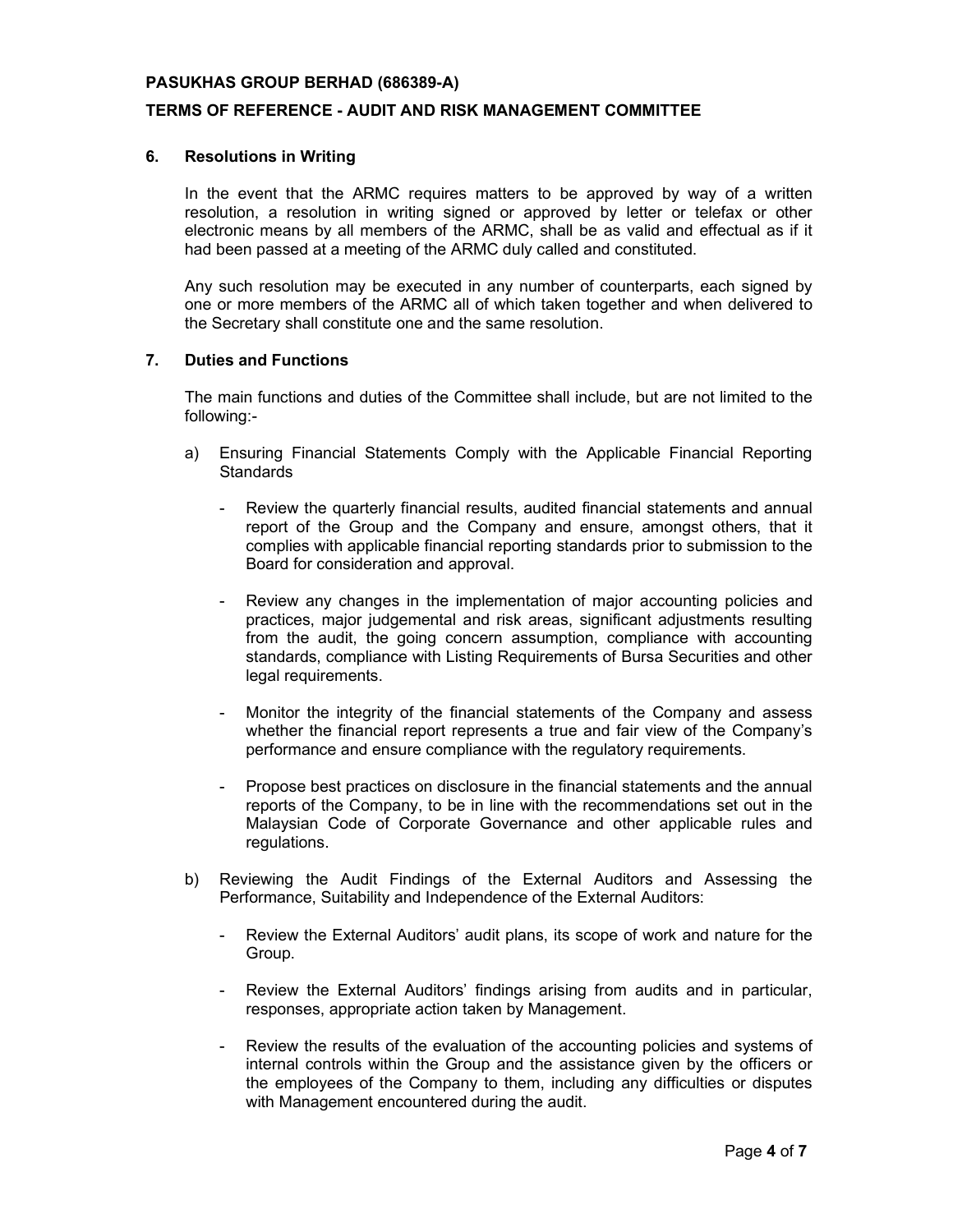## 6. Resolutions in Writing

In the event that the ARMC requires matters to be approved by way of a written resolution, a resolution in writing signed or approved by letter or telefax or other electronic means by all members of the ARMC, shall be as valid and effectual as if it had been passed at a meeting of the ARMC duly called and constituted.

Any such resolution may be executed in any number of counterparts, each signed by one or more members of the ARMC all of which taken together and when delivered to the Secretary shall constitute one and the same resolution.

## 7. Duties and Functions

The main functions and duties of the Committee shall include, but are not limited to the following:-

a) Ensuring Financial Statements Comply with the Applicable Financial Reporting Standards

- Review the quarterly financial results, audited financial statements and annual report of the Group and the Company and ensure, amongst others, that it complies with applicable financial reporting standards prior to submission to the Board for consideration and approval.
- Review any changes in the implementation of major accounting policies and practices, major judgemental and risk areas, significant adjustments resulting from the audit, the going concern assumption, compliance with accounting standards, compliance with Listing Requirements of Bursa Securities and other legal requirements.
- Monitor the integrity of the financial statements of the Company and assess whether the financial report represents a true and fair view of the Company's performance and ensure compliance with the regulatory requirements.
- Propose best practices on disclosure in the financial statements and the annual reports of the Company, to be in line with the recommendations set out in the Malaysian Code of Corporate Governance and other applicable rules and regulations.

b) Reviewing the Audit Findings of the External Auditors and Assessing the Performance, Suitability and Independence of the External Auditors:

- Review the External Auditors' audit plans, its scope of work and nature for the Group.
- Review the External Auditors' findings arising from audits and in particular, responses, appropriate action taken by Management.
- Review the results of the evaluation of the accounting policies and systems of internal controls within the Group and the assistance given by the officers or the employees of the Company to them, including any difficulties or disputes with Management encountered during the audit.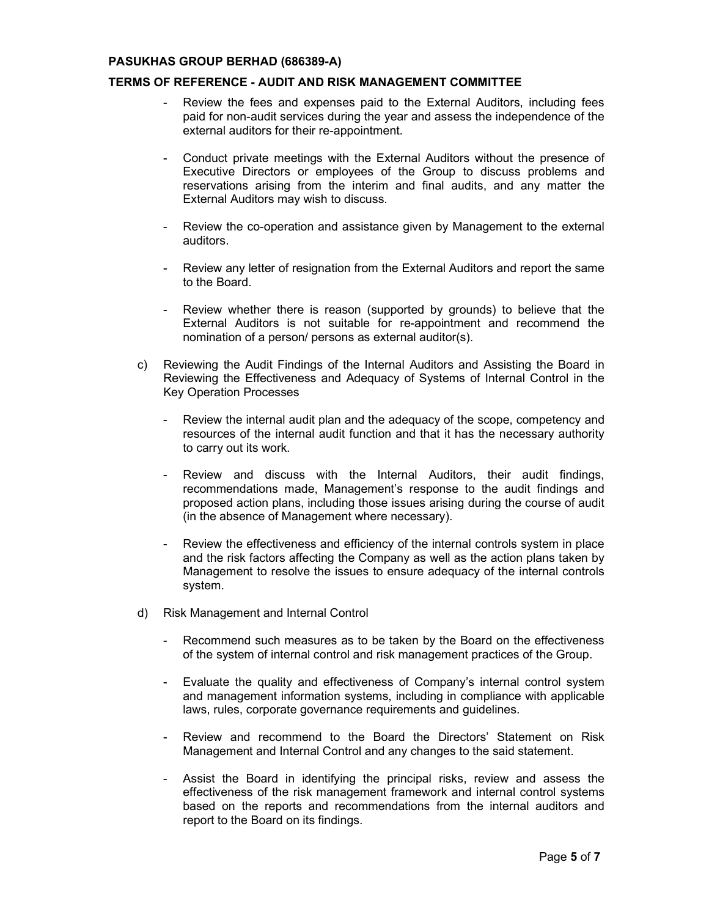- Review the fees and expenses paid to the External Auditors, including fees paid for non-audit services during the year and assess the independence of the external auditors for their re-appointment.

- Conduct private meetings with the External Auditors without the presence of Executive Directors or employees of the Group to discuss problems and reservations arising from the interim and final audits, and any matter the External Auditors may wish to discuss.

- Review the co-operation and assistance given by Management to the external auditors.

- Review any letter of resignation from the External Auditors and report the same to the Board.

- Review whether there is reason (supported by grounds) to believe that the External Auditors is not suitable for re-appointment and recommend the nomination of a person/ persons as external auditor(s).

c) Reviewing the Audit Findings of the Internal Auditors and Assisting the Board in Reviewing the Effectiveness and Adequacy of Systems of Internal Control in the Key Operation Processes

   - Review the internal audit plan and the adequacy of the scope, competency and resources of the internal audit function and that it has the necessary authority to carry out its work.

   - Review and discuss with the Internal Auditors, their audit findings, recommendations made, Management's response to the audit findings and proposed action plans, including those issues arising during the course of audit (in the absence of Management where necessary).

   - Review the effectiveness and efficiency of the internal controls system in place and the risk factors affecting the Company as well as the action plans taken by Management to resolve the issues to ensure adequacy of the internal controls system.

d) Risk Management and Internal Control

   - Recommend such measures as to be taken by the Board on the effectiveness of the system of internal control and risk management practices of the Group.

   - Evaluate the quality and effectiveness of Company's internal control system and management information systems, including in compliance with applicable laws, rules, corporate governance requirements and guidelines.

   - Review and recommend to the Board the Directors' Statement on Risk Management and Internal Control and any changes to the said statement.

   - Assist the Board in identifying the principal risks, review and assess the effectiveness of the risk management framework and internal control systems based on the reports and recommendations from the internal auditors and report to the Board on its findings.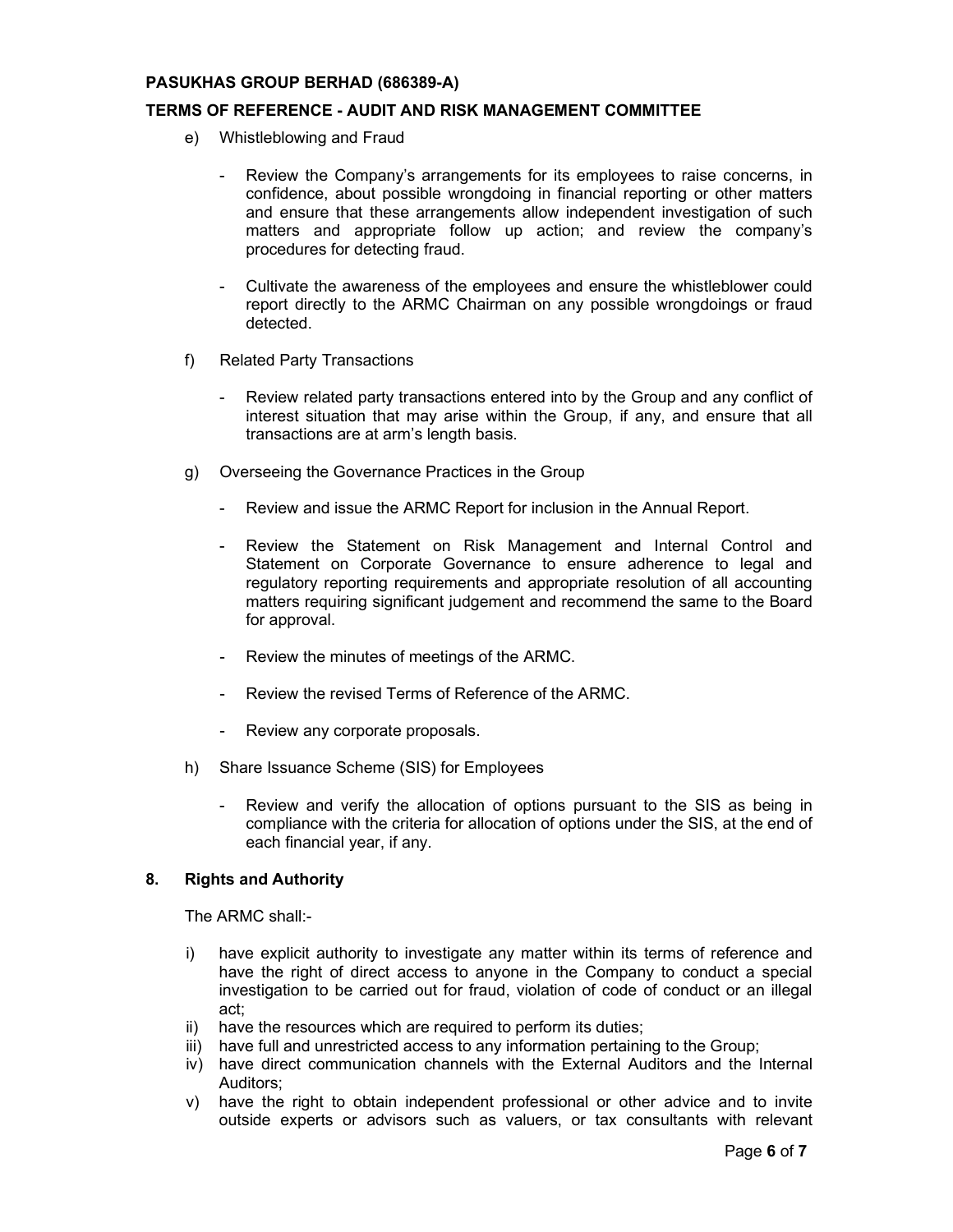e) Whistleblowing and Fraud

- Review the Company's arrangements for its employees to raise concerns, in confidence, about possible wrongdoing in financial reporting or other matters and ensure that these arrangements allow independent investigation of such matters and appropriate follow up action; and review the company's procedures for detecting fraud.

- Cultivate the awareness of the employees and ensure the whistleblower could report directly to the ARMC Chairman on any possible wrongdoings or fraud detected.

f) Related Party Transactions

- Review related party transactions entered into by the Group and any conflict of interest situation that may arise within the Group, if any, and ensure that all transactions are at arm's length basis.

g) Overseeing the Governance Practices in the Group

- Review and issue the ARMC Report for inclusion in the Annual Report.

- Review the Statement on Risk Management and Internal Control and Statement on Corporate Governance to ensure adherence to legal and regulatory reporting requirements and appropriate resolution of all accounting matters requiring significant judgement and recommend the same to the Board for approval.

- Review the minutes of meetings of the ARMC.

- Review the revised Terms of Reference of the ARMC.

- Review any corporate proposals.

h) Share Issuance Scheme (SIS) for Employees

- Review and verify the allocation of options pursuant to the SIS as being in compliance with the criteria for allocation of options under the SIS, at the end of each financial year, if any.

## 8. Rights and Authority

The ARMC shall:-

i) have explicit authority to investigate any matter within its terms of reference and have the right of direct access to anyone in the Company to conduct a special investigation to be carried out for fraud, violation of code of conduct or an illegal act;
ii) have the resources which are required to perform its duties;
iii) have full and unrestricted access to any information pertaining to the Group;
iv) have direct communication channels with the External Auditors and the Internal Auditors;
v) have the right to obtain independent professional or other advice and to invite outside experts or advisors such as valuers, or tax consultants with relevant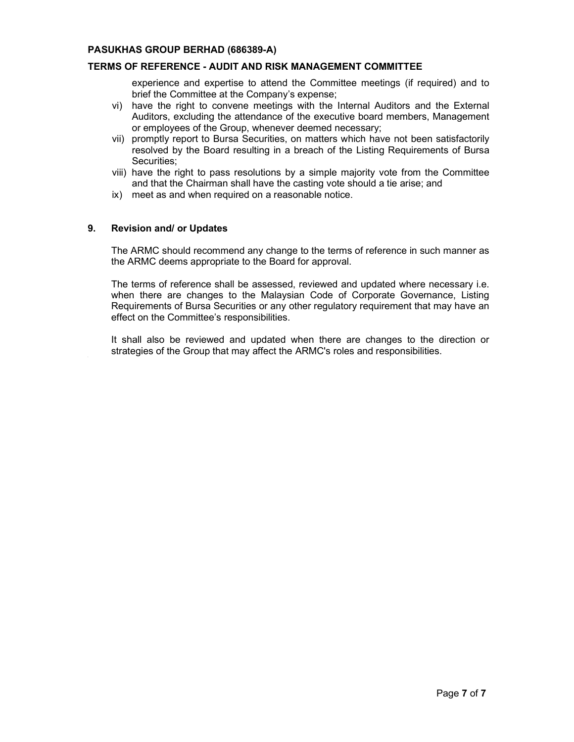experience and expertise to attend the Committee meetings (if required) and to brief the Committee at the Company's expense;

vi) have the right to convene meetings with the Internal Auditors and the External Auditors, excluding the attendance of the executive board members, Management or employees of the Group, whenever deemed necessary;

vii) promptly report to Bursa Securities, on matters which have not been satisfactorily resolved by the Board resulting in a breach of the Listing Requirements of Bursa Securities;

viii) have the right to pass resolutions by a simple majority vote from the Committee and that the Chairman shall have the casting vote should a tie arise; and

ix) meet as and when required on a reasonable notice.

## 9. Revision and/ or Updates

The ARMC should recommend any change to the terms of reference in such manner as the ARMC deems appropriate to the Board for approval.

The terms of reference shall be assessed, reviewed and updated where necessary i.e. when there are changes to the Malaysian Code of Corporate Governance, Listing Requirements of Bursa Securities or any other regulatory requirement that may have an effect on the Committee's responsibilities.

It shall also be reviewed and updated when there are changes to the direction or strategies of the Group that may affect the ARMC's roles and responsibilities.